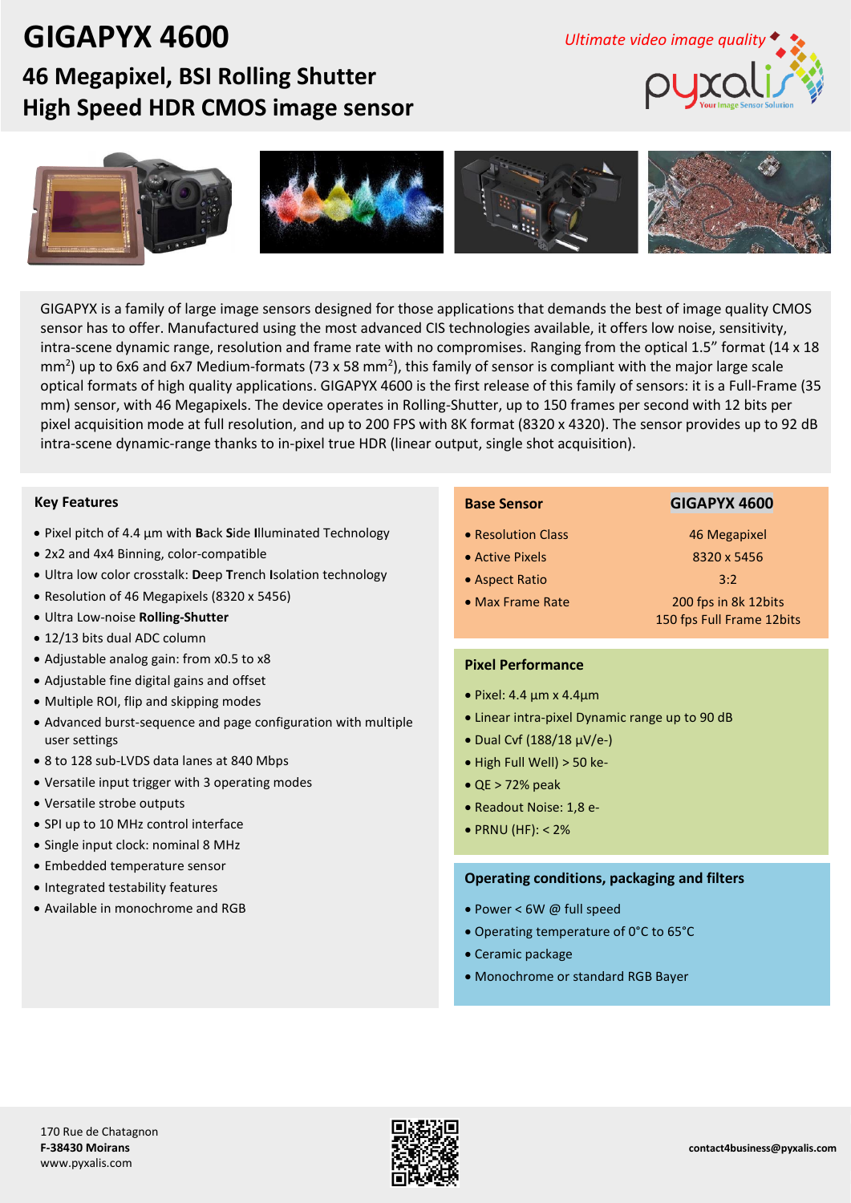# GIGAPYX 4600

## 46 Megapixel, BSI Rolling Shutter High Speed HDR CMOS image sensor

*Ultimate video image quality*

GIGAPYX is a family of large image sensors designed for those applications that demands the best of image quality CMOS sensor has to offer. Manufactured using the most advanced CIS technologies available, it offers low noise, sensitivity, intra-scene dynamic range, resolution and frame rate with no compromises. Ranging from the optical 1.5" format (14 x 18 $mm^2$) up to 6x6 and 6x7 Medium-formats (73 x 58 $mm^2$), this family of sensor is compliant with the major large scale optical formats of high quality applications. GIGAPYX 4600 is the first release of this family of sensors: it is a Full-Frame (35 mm) sensor, with 46 Megapixels. The device operates in Rolling-Shutter, up to 150 frames per second with 12 bits per pixel acquisition mode at full resolution, and up to 200 FPS with 8K format (8320 x 4320). The sensor provides up to 92 dB intra-scene dynamic-range thanks to in-pixel true HDR (linear output, single shot acquisition).

### Key Features

- Pixel pitch of 4.4 µm with **B**ack **S**ide **I**lluminated Technology
- 2x2 and 4x4 Binning, color-compatible
- Ultra low color crosstalk: **D**eep **T**rench **I**solation technology
- Resolution of 46 Megapixels (8320 x 5456)
- Ultra Low-noise **Rolling-Shutter**
- 12/13 bits dual ADC column
- Adjustable analog gain: from x0.5 to x8
- Adjustable fine digital gains and offset
- Multiple ROI, flip and skipping modes
- Advanced burst-sequence and page configuration with multiple user settings
- 8 to 128 sub-LVDS data lanes at 840 Mbps
- Versatile input trigger with 3 operating modes
- Versatile strobe outputs
- SPI up to 10 MHz control interface
- Single input clock: nominal 8 MHz
- Embedded temperature sensor
- Integrated testability features
- Available in monochrome and RGB

| Base Sensor | GIGAPYX 4600 |
|---|---|
| • Resolution Class | 46 Megapixel |
| • Active Pixels | 8320 x 5456 |
| • Aspect Ratio | 3:2 |
| • Max Frame Rate | 200 fps in 8k 12bits<br>150 fps Full Frame 12bits |

### Pixel Performance

- Pixel: 4.4 µm x 4.4µm
- Linear intra-pixel Dynamic range up to 90 dB
- Dual Cvf (188/18 µV/e-)
- High Full Well) > 50 ke-
- QE > 72% peak
- Readout Noise: 1,8 e-
- PRNU (HF): < 2%

### Operating conditions, packaging and filters

- Power < 6W @ full speed
- Operating temperature of 0°C to 65°C
- Ceramic package
- Monochrome or standard RGB Bayer

170 Rue de Chatagnon
**F-38430 Moirans**
www.pyxalis.com

**contact4business@pyxalis.com**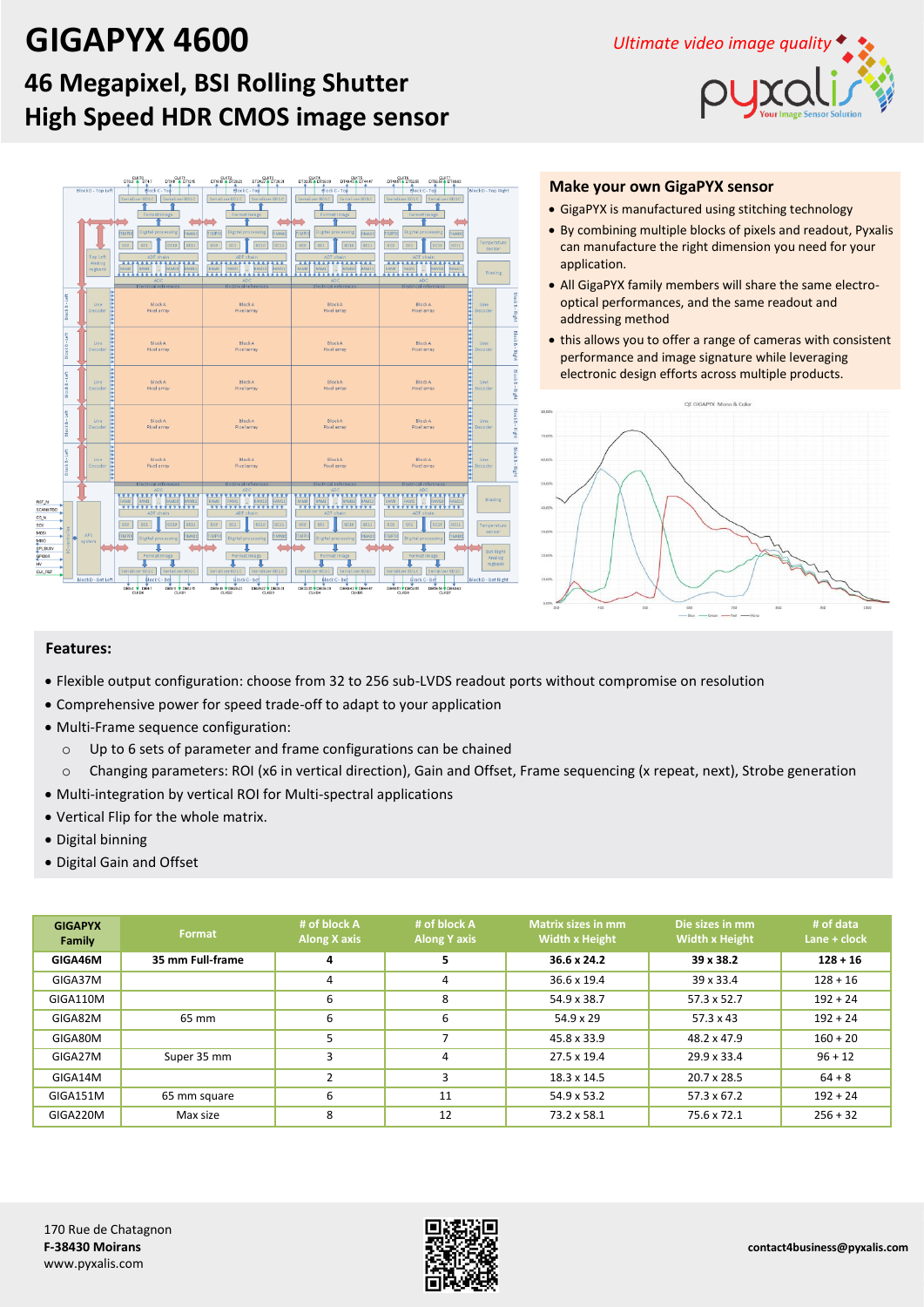# GIGAPYX 4600

## 46 Megapixel, BSI Rolling Shutter High Speed HDR CMOS image sensor

*Ultimate video image quality*

pyxalis Your Image Sensor Solution

### Make your own GigaPYX sensor

- GigaPYX is manufactured using stitching technology
- By combining multiple blocks of pixels and readout, Pyxalis can manufacture the right dimension you need for your application.
- All GigaPYX family members will share the same electro-optical performances, and the same readout and addressing method
- this allows you to offer a range of cameras with consistent performance and image signature while leveraging electronic design efforts across multiple products.

QE GIGAPYX Mono & Color

### Features:

- Flexible output configuration: choose from 32 to 256 sub-LVDS readout ports without compromise on resolution
- Comprehensive power for speed trade-off to adapt to your application
- Multi-Frame sequence configuration:
  - Up to 6 sets of parameter and frame configurations can be chained
  - Changing parameters: ROI (x6 in vertical direction), Gain and Offset, Frame sequencing (x repeat, next), Strobe generation
- Multi-integration by vertical ROI for Multi-spectral applications
- Vertical Flip for the whole matrix.
- Digital binning
- Digital Gain and Offset

| GIGAPYX Family | Format | # of block A Along X axis | # of block A Along Y axis | Matrix sizes in mm Width x Height | Die sizes in mm Width x Height | # of data Lane + clock |
|---|---|---|---|---|---|---|
| **GIGA46M** | **35 mm Full-frame** | **4** | **5** | **36.6 x 24.2** | **39 x 38.2** | **128 + 16** |
| GIGA37M | | 4 | 4 | 36.6 x 19.4 | 39 x 33.4 | 128 + 16 |
| GIGA110M | | 6 | 8 | 54.9 x 38.7 | 57.3 x 52.7 | 192 + 24 |
| GIGA82M | 65 mm | 6 | 6 | 54.9 x 29 | 57.3 x 43 | 192 + 24 |
| GIGA80M | | 5 | 7 | 45.8 x 33.9 | 48.2 x 47.9 | 160 + 20 |
| GIGA27M | Super 35 mm | 3 | 4 | 27.5 x 19.4 | 29.9 x 33.4 | 96 + 12 |
| GIGA14M | | 2 | 3 | 18.3 x 14.5 | 20.7 x 28.5 | 64 + 8 |
| GIGA151M | 65 mm square | 6 | 11 | 54.9 x 53.2 | 57.3 x 67.2 | 192 + 24 |
| GIGA220M | Max size | 8 | 12 | 73.2 x 58.1 | 75.6 x 72.1 | 256 + 32 |

170 Rue de Chatagnon
**F-38430 Moirans**
www.pyxalis.com

**contact4business@pyxalis.com**